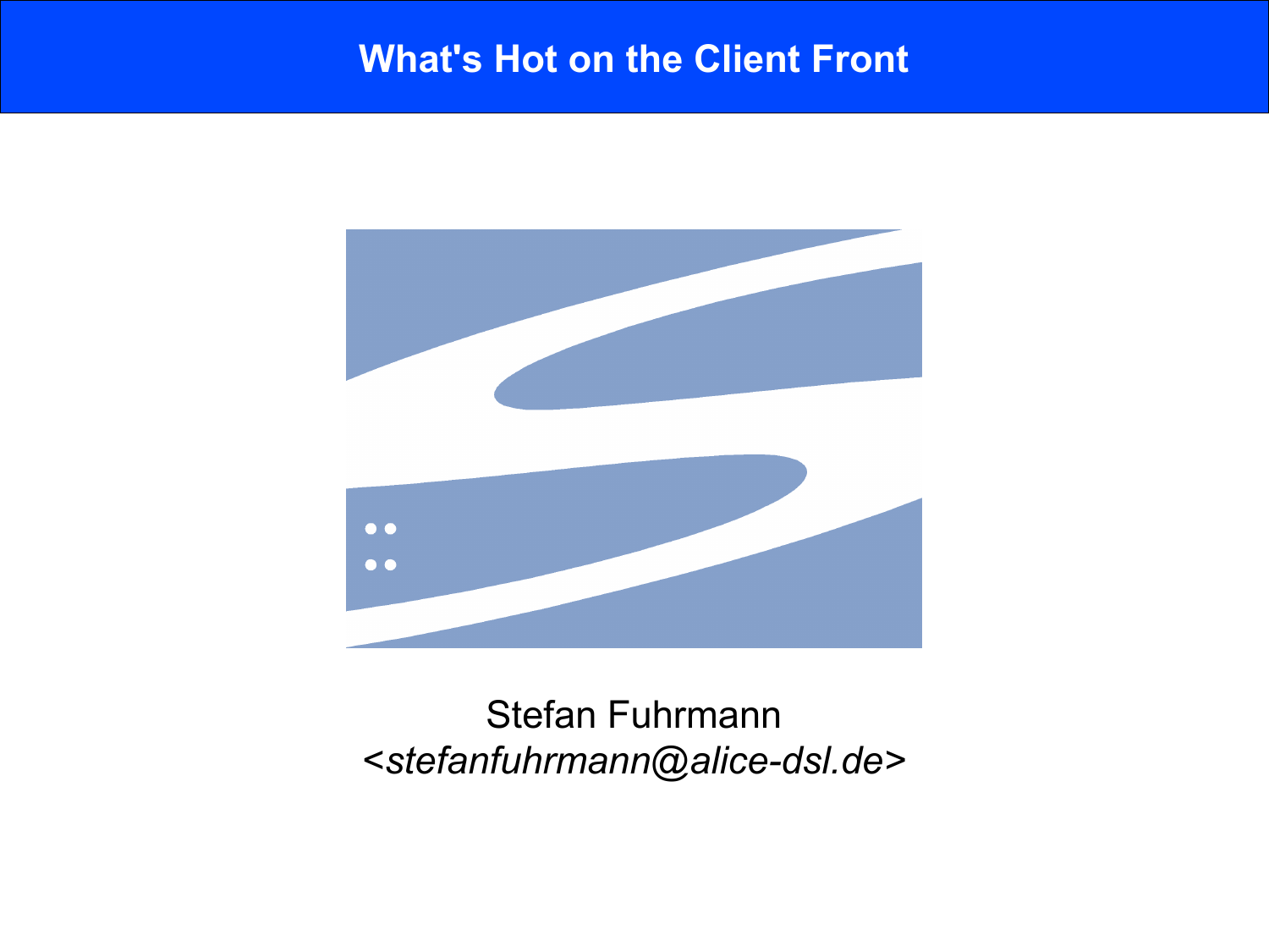# What's Hot on the Client Front

Stefan Fuhrmann
<*stefanfuhrmann@alice-dsl.de*>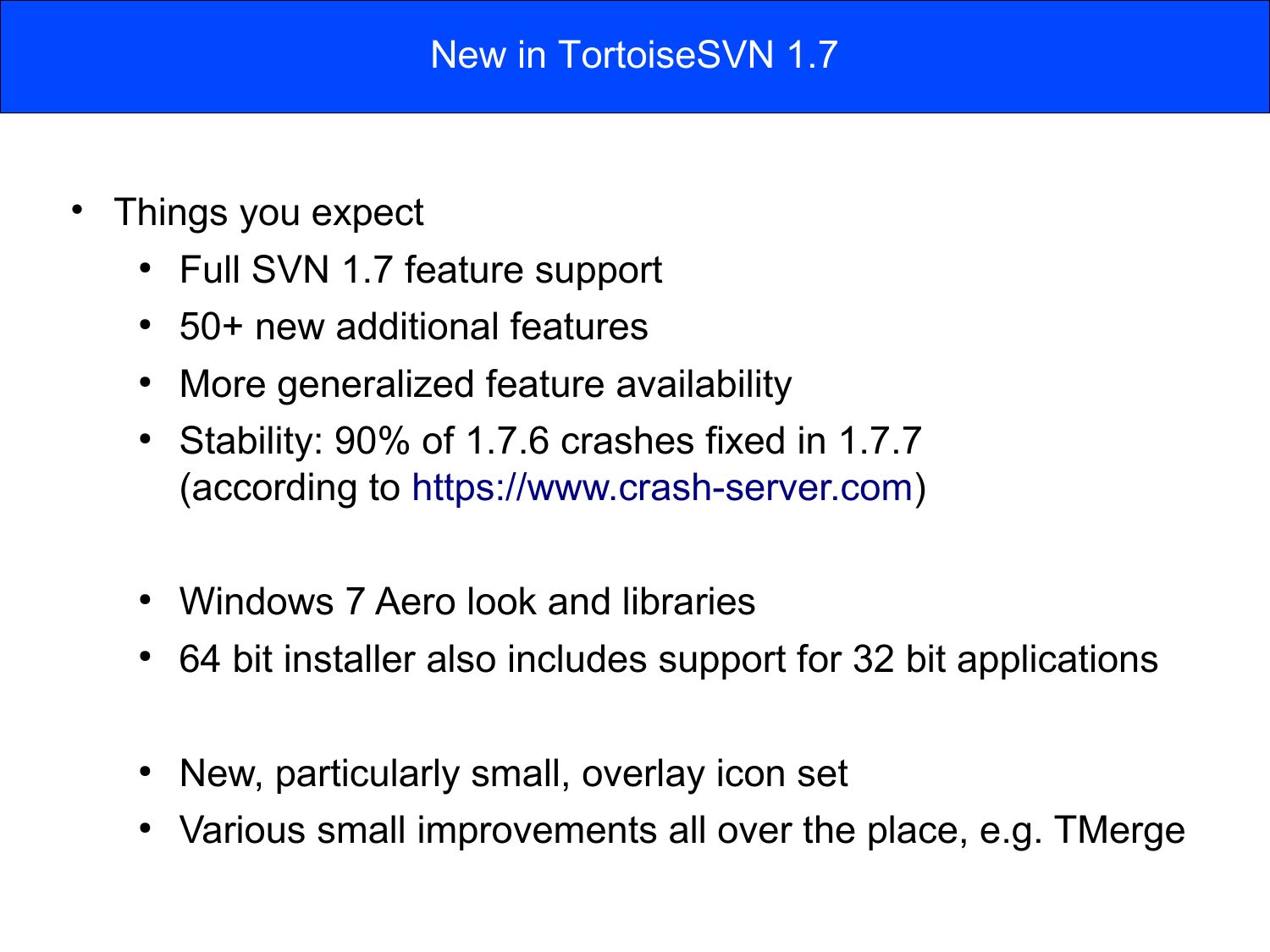# New in TortoiseSVN 1.7

- Things you expect
  - Full SVN 1.7 feature support
  - 50+ new additional features
  - More generalized feature availability
  - Stability: 90% of 1.7.6 crashes fixed in 1.7.7 (according to https://www.crash-server.com)

  - Windows 7 Aero look and libraries
  - 64 bit installer also includes support for 32 bit applications

  - New, particularly small, overlay icon set
  - Various small improvements all over the place, e.g. TMerge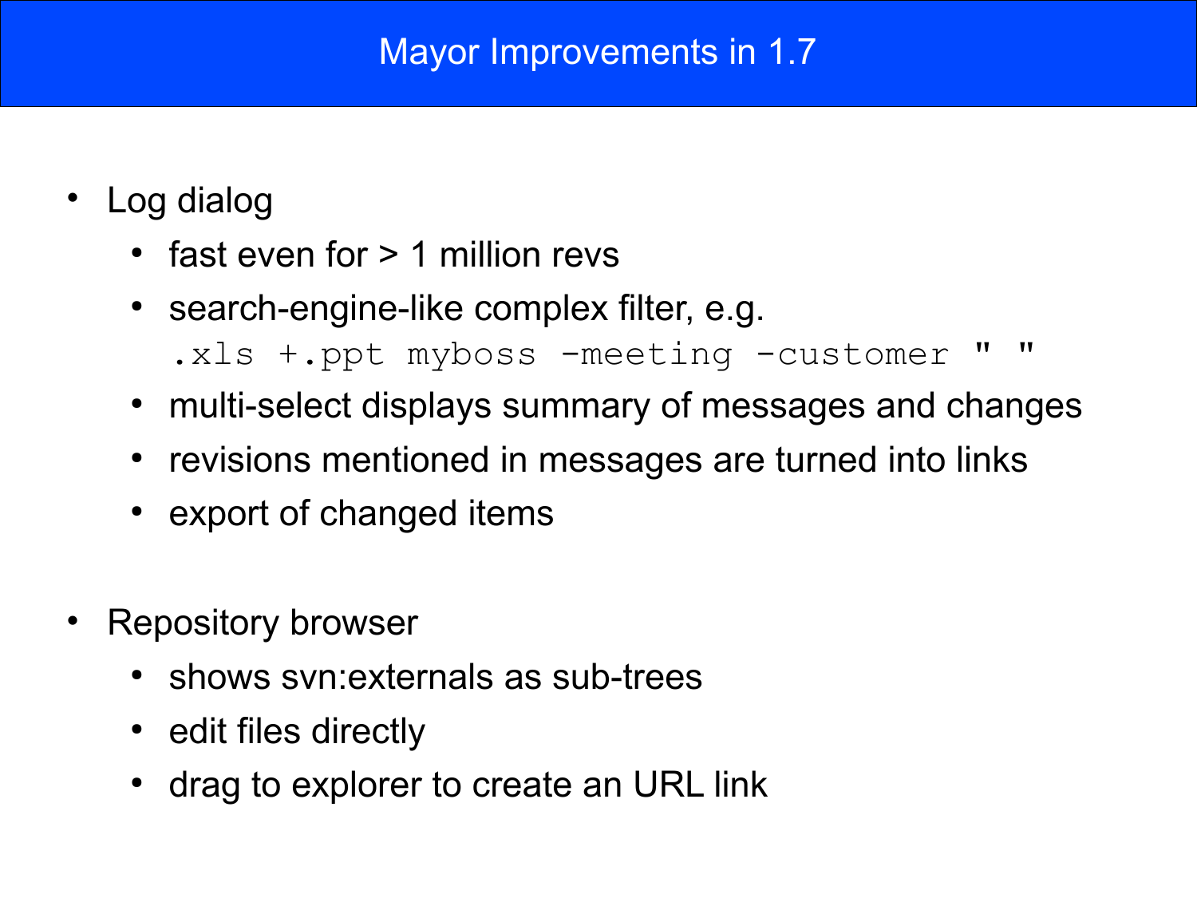# Mayor Improvements in 1.7

- Log dialog
  - fast even for > 1 million revs
  - search-engine-like complex filter, e.g.
    `.xls +.ppt myboss -meeting -customer " "`
  - multi-select displays summary of messages and changes
  - revisions mentioned in messages are turned into links
  - export of changed items

- Repository browser
  - shows svn:externals as sub-trees
  - edit files directly
  - drag to explorer to create an URL link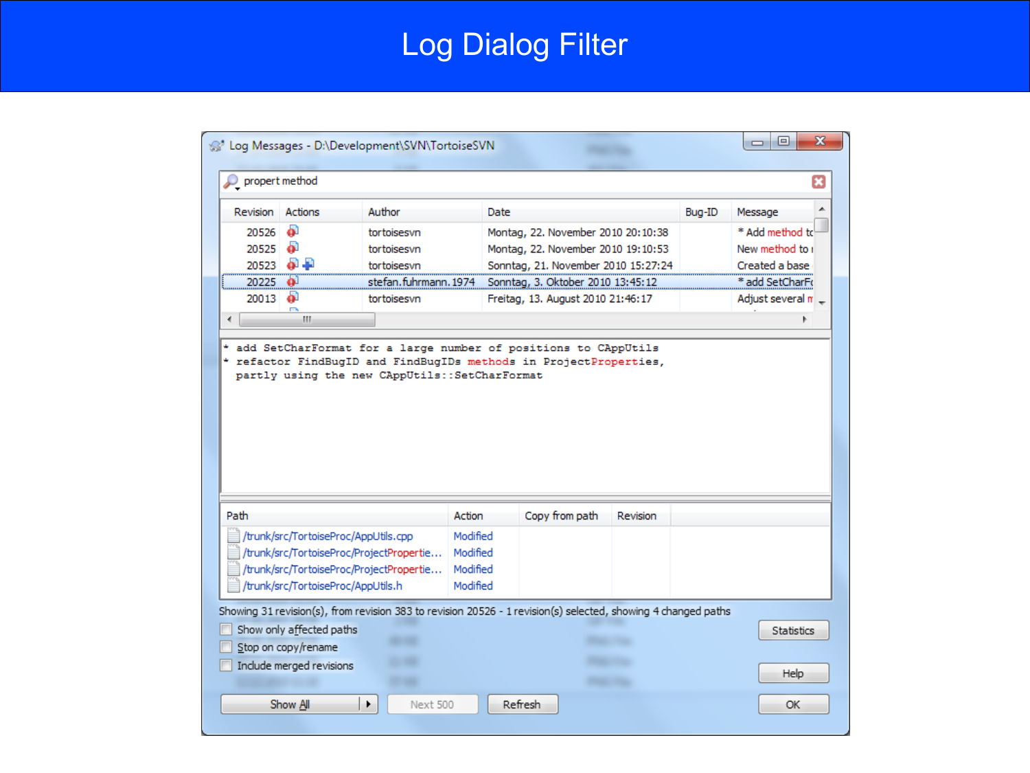# Log Dialog Filter

Log Messages - D:\Development\SVN\TortoiseSVN

propert method

| Revision | Actions | Author | Date | Bug-ID | Message |
|---|---|---|---|---|---|
| 20526 | | tortoisesvn | Montag, 22. November 2010 20:10:38 | | * Add method to |
| 20525 | | tortoisesvn | Montag, 22. November 2010 19:10:53 | | New method to |
| 20523 | | tortoisesvn | Sonntag, 21. November 2010 15:27:24 | | Created a base |
| 20225 | | stefan.fuhrmann.1974 | Sonntag, 3. Oktober 2010 13:45:12 | | * add SetCharFo |
| 20013 | | tortoisesvn | Freitag, 13. August 2010 21:46:17 | | Adjust several m |

```
* add SetCharFormat for a large number of positions to CAppUtils
* refactor FindBugID and FindBugIDs methods in ProjectProperties,
  partly using the new CAppUtils::SetCharFormat
```

| Path | Action | Copy from path | Revision |
|---|---|---|---|
| /trunk/src/TortoiseProc/AppUtils.cpp | Modified | | |
| /trunk/src/TortoiseProc/ProjectPropertie... | Modified | | |
| /trunk/src/TortoiseProc/ProjectPropertie... | Modified | | |
| /trunk/src/TortoiseProc/AppUtils.h | Modified | | |

Showing 31 revision(s), from revision 383 to revision 20526 - 1 revision(s) selected, showing 4 changed paths

- [ ] Show only affected paths
- [ ] Stop on copy/rename
- [ ] Include merged revisions

Statistics | Help | Show All | Next 500 | Refresh | OK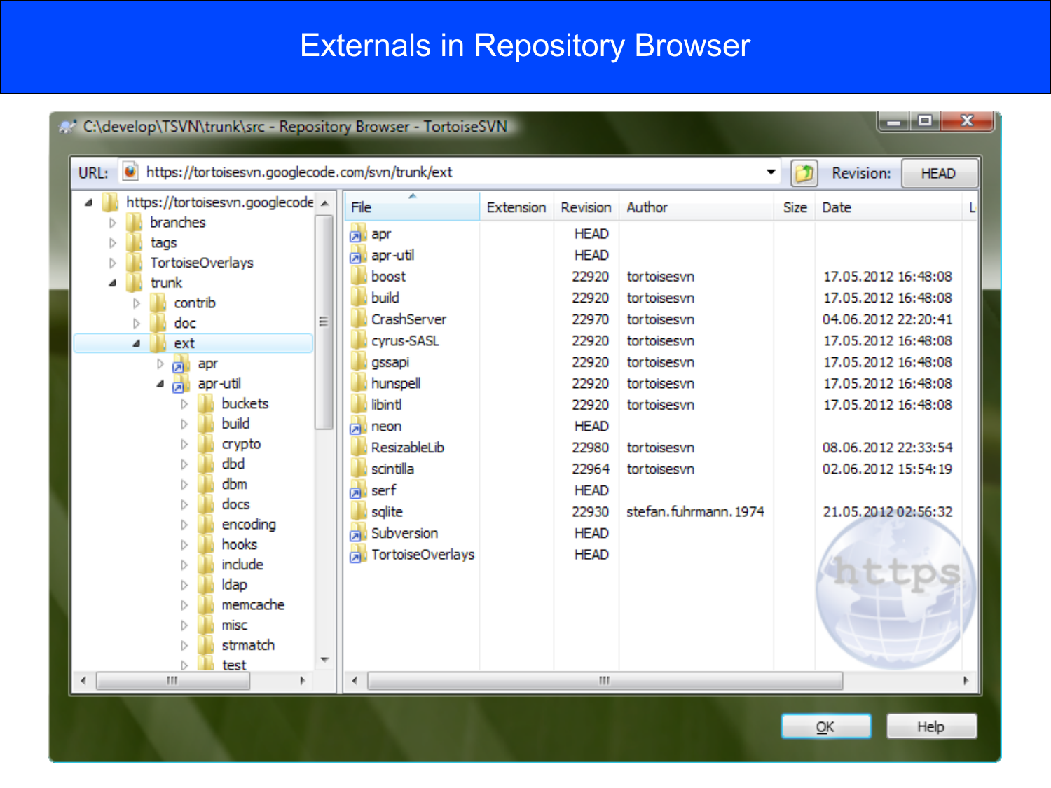# Externals in Repository Browser

C:\develop\TSVN\trunk\src - Repository Browser - TortoiseSVN

URL: https://tortoisesvn.googlecode.com/svn/trunk/ext

Revision: HEAD

- https://tortoisesvn.googlecode
  - branches
  - tags
  - TortoiseOverlays
  - trunk
    - contrib
    - doc
    - ext
      - apr
      - apr-util
        - buckets
        - build
        - crypto
        - dbd
        - dbm
        - docs
        - encoding
        - hooks
        - include
        - ldap
        - memcache
        - misc
        - strmatch
        - test

| File | Extension | Revision | Author | Size | Date |
|---|---|---|---|---|---|
| apr | | HEAD | | | |
| apr-util | | HEAD | | | |
| boost | | 22920 | tortoisesvn | | 17.05.2012 16:48:08 |
| build | | 22920 | tortoisesvn | | 17.05.2012 16:48:08 |
| CrashServer | | 22970 | tortoisesvn | | 04.06.2012 22:20:41 |
| cyrus-SASL | | 22920 | tortoisesvn | | 17.05.2012 16:48:08 |
| gssapi | | 22920 | tortoisesvn | | 17.05.2012 16:48:08 |
| hunspell | | 22920 | tortoisesvn | | 17.05.2012 16:48:08 |
| libintl | | 22920 | tortoisesvn | | 17.05.2012 16:48:08 |
| neon | | HEAD | | | |
| ResizableLib | | 22980 | tortoisesvn | | 08.06.2012 22:33:54 |
| scintilla | | 22964 | tortoisesvn | | 02.06.2012 15:54:19 |
| serf | | HEAD | | | |
| sqlite | | 22930 | stefan.fuhrmann.1974 | | 21.05.2012 02:56:32 |
| Subversion | | HEAD | | | |
| TortoiseOverlays | | HEAD | | | |

OK | Help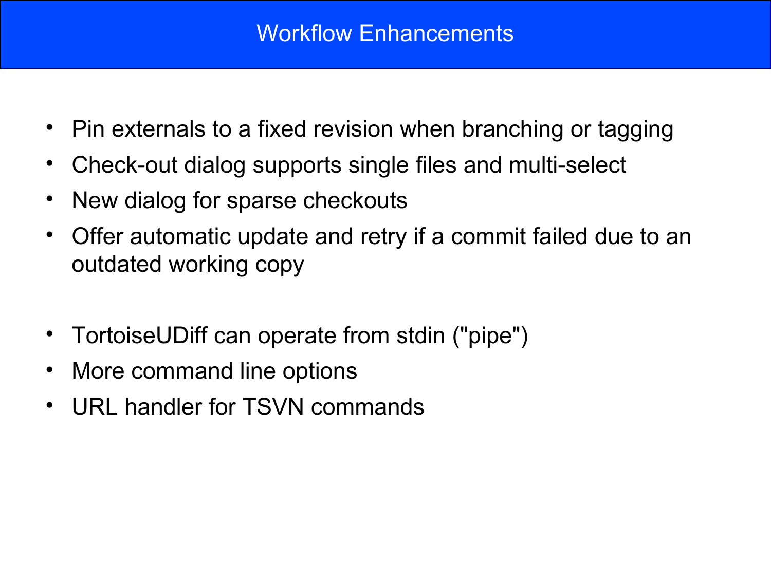# Workflow Enhancements

- Pin externals to a fixed revision when branching or tagging
- Check-out dialog supports single files and multi-select
- New dialog for sparse checkouts
- Offer automatic update and retry if a commit failed due to an outdated working copy

- TortoiseUDiff can operate from stdin ("pipe")
- More command line options
- URL handler for TSVN commands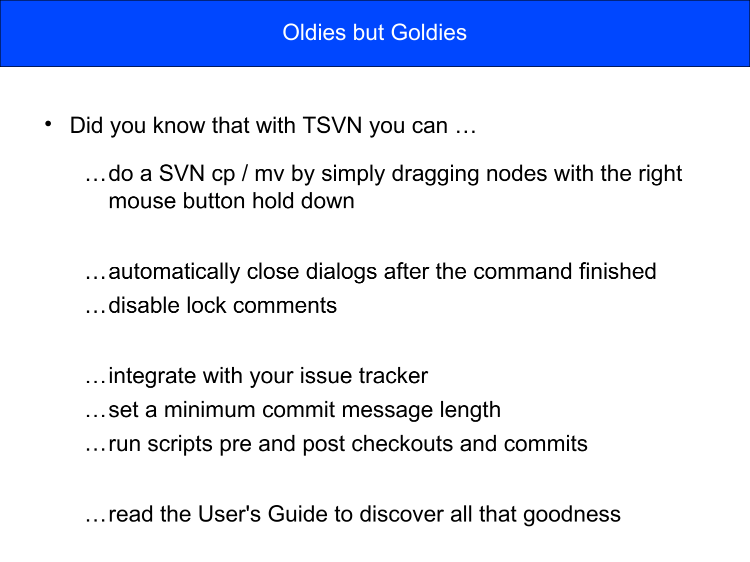# Oldies but Goldies

- Did you know that with TSVN you can …

  …do a SVN cp / mv by simply dragging nodes with the right mouse button hold down

  …automatically close dialogs after the command finished

  …disable lock comments

  …integrate with your issue tracker

  …set a minimum commit message length

  …run scripts pre and post checkouts and commits

  …read the User's Guide to discover all that goodness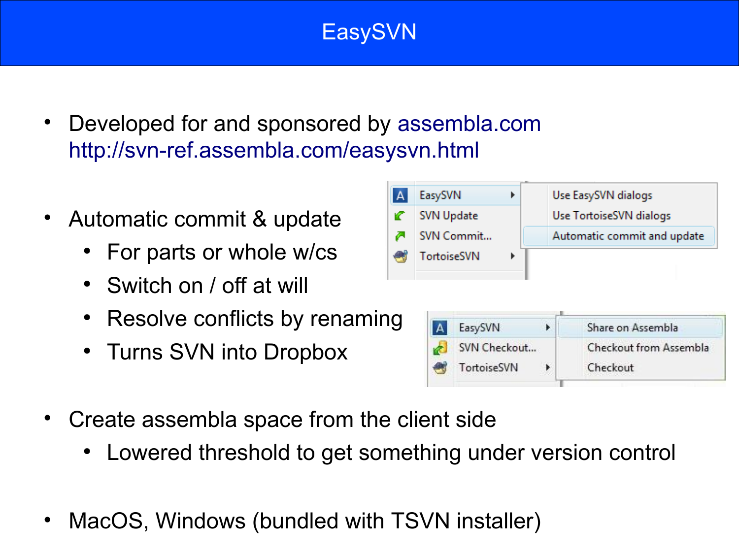# EasySVN

- Developed for and sponsored by assembla.com
  http://svn-ref.assembla.com/easysvn.html

- Automatic commit & update
  - For parts or whole w/cs
  - Switch on / off at will
  - Resolve conflicts by renaming
  - Turns SVN into Dropbox

- Create assembla space from the client side
  - Lowered threshold to get something under version control

- MacOS, Windows (bundled with TSVN installer)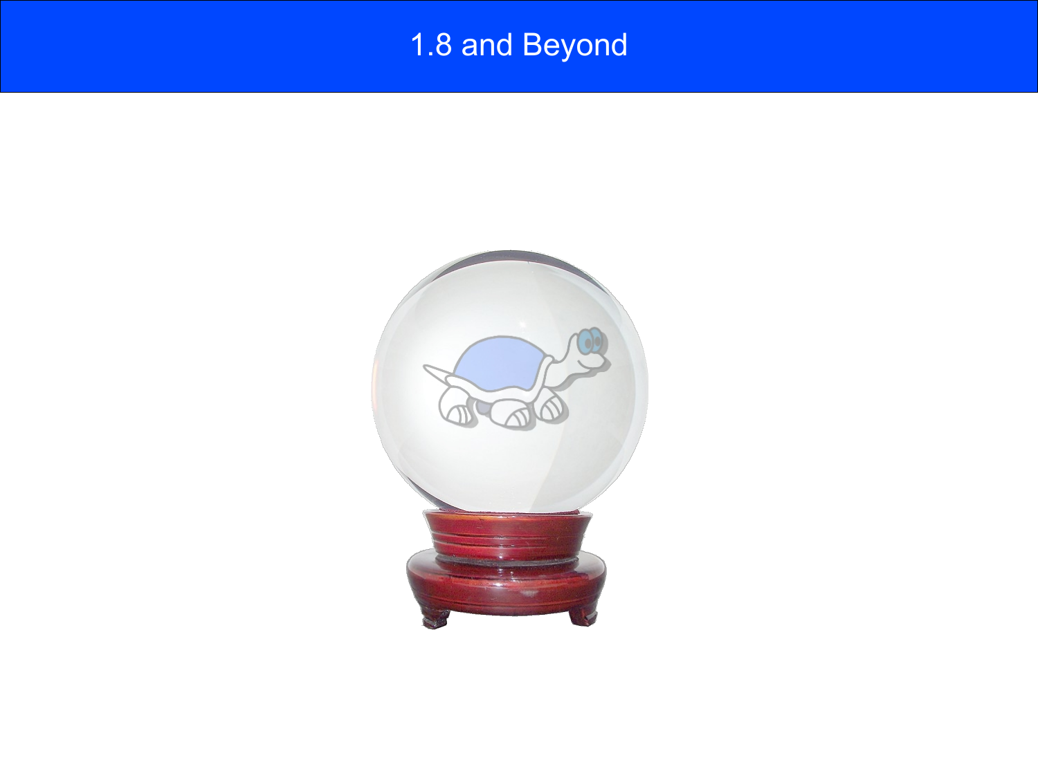# 1.8 and Beyond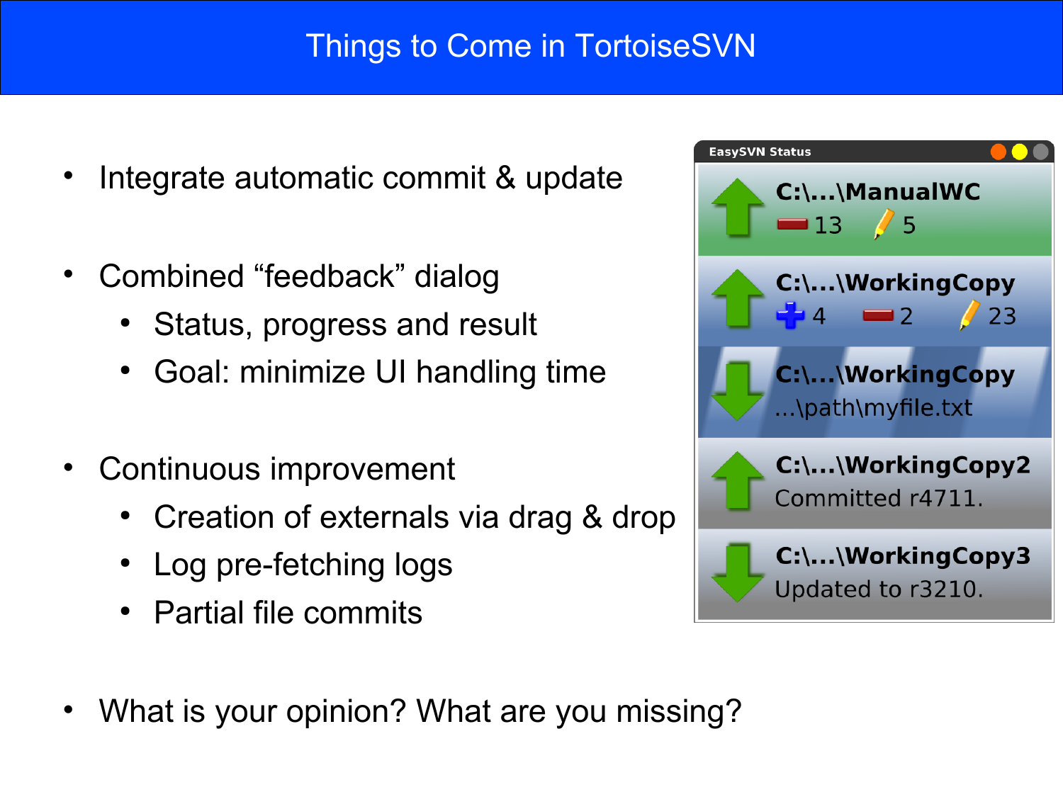# Things to Come in TortoiseSVN

- Integrate automatic commit & update
- Combined “feedback” dialog
  - Status, progress and result
  - Goal: minimize UI handling time
- Continuous improvement
  - Creation of externals via drag & drop
  - Log pre-fetching logs
  - Partial file commits
- What is your opinion? What are you missing?

EasySVN Status

C:\...\ManualWC
13 5

C:\...\WorkingCopy
4 2 23

C:\...\WorkingCopy
...\path\myfile.txt

C:\...\WorkingCopy2
Committed r4711.

C:\...\WorkingCopy3
Updated to r3210.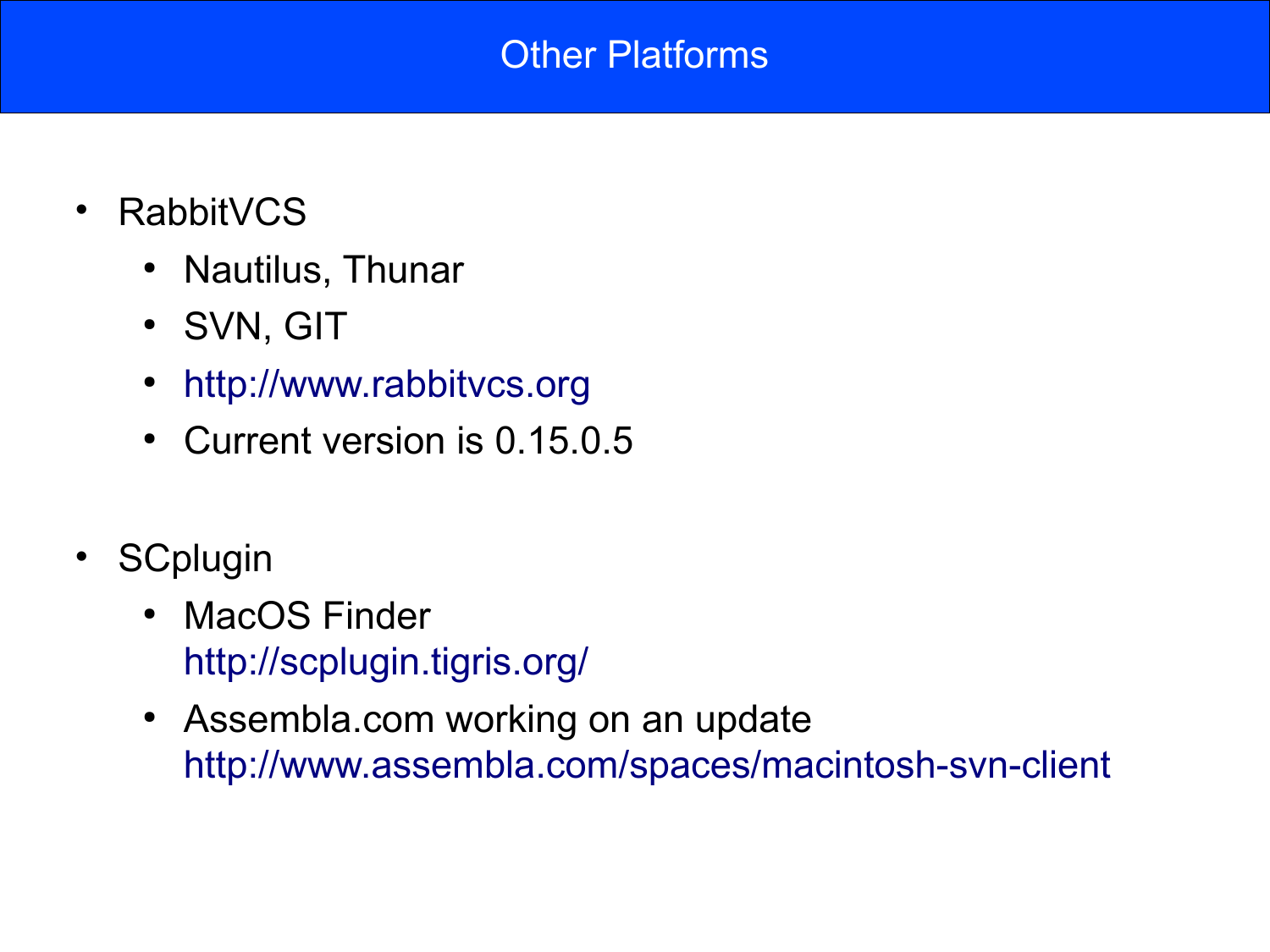# Other Platforms

- RabbitVCS
  - Nautilus, Thunar
  - SVN, GIT
  - http://www.rabbitvcs.org
  - Current version is 0.15.0.5

- SCplugin
  - MacOS Finder
    http://scplugin.tigris.org/
  - Assembla.com working on an update
    http://www.assembla.com/spaces/macintosh-svn-client